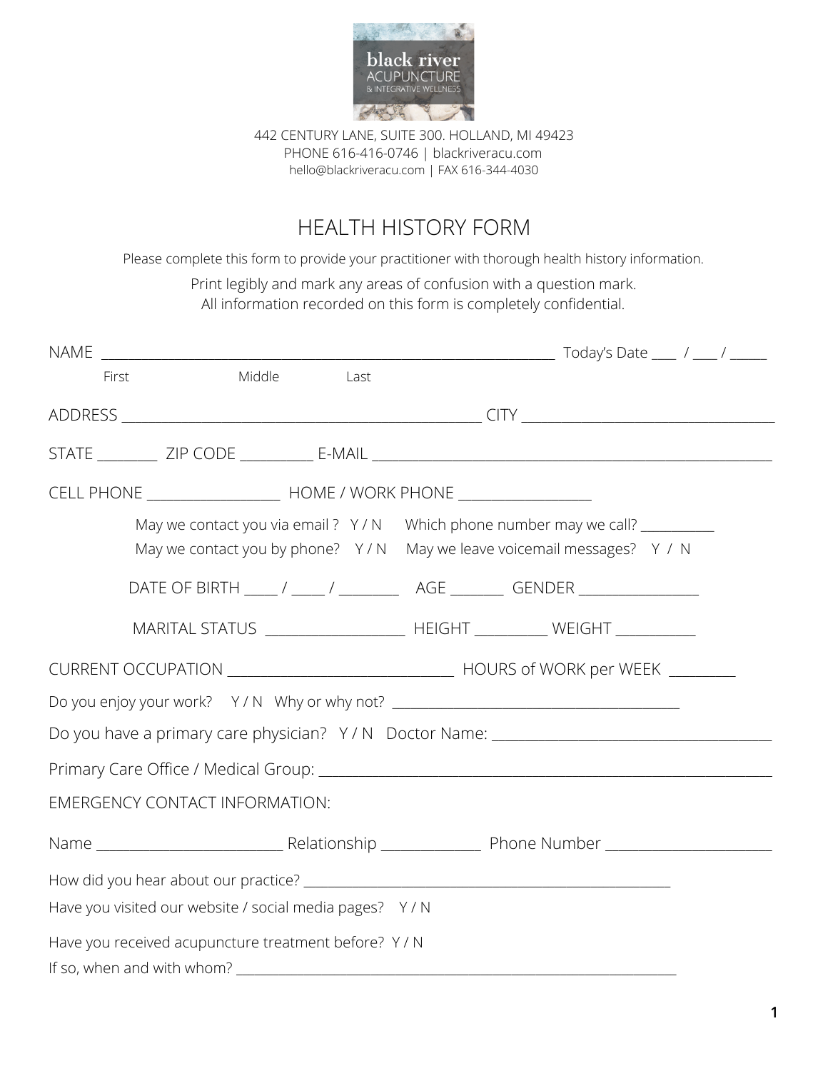black river ACUPUNCTURE & INTEGRATIVE WELLNESS

442 CENTURY LANE, SUITE 300. HOLLAND, MI 49423
PHONE 616-416-0746 | blackriveracu.com
hello@blackriveracu.com | FAX 616-344-4030

# HEALTH HISTORY FORM

Please complete this form to provide your practitioner with thorough health history information.

Print legibly and mark any areas of confusion with a question mark.
All information recorded on this form is completely confidential.

NAME ______________________________________________ Today's Date ___ / ___ / _____
First Middle Last

ADDRESS ____________________________________ CITY _________________________

STATE ________ ZIP CODE _________ E-MAIL ______________________________________

CELL PHONE ________________ HOME / WORK PHONE ________________

May we contact you via email ? Y / N Which phone number may we call? __________
May we contact you by phone? Y / N May we leave voicemail messages? Y / N

DATE OF BIRTH ____ / ____ / _______ AGE _______ GENDER _______________

MARITAL STATUS _________________ HEIGHT _________ WEIGHT __________

CURRENT OCCUPATION ___________________________ HOURS of WORK per WEEK _________

Do you enjoy your work? Y / N Why or why not? ____________________________________

Do you have a primary care physician? Y / N Doctor Name: ____________________________

Primary Care Office / Medical Group: ___________________________________________

EMERGENCY CONTACT INFORMATION:

Name ______________________ Relationship ____________ Phone Number ____________________

How did you hear about our practice? ____________________________________________

Have you visited our website / social media pages? Y / N

Have you received acupuncture treatment before? Y / N
If so, when and with whom? ______________________________________________________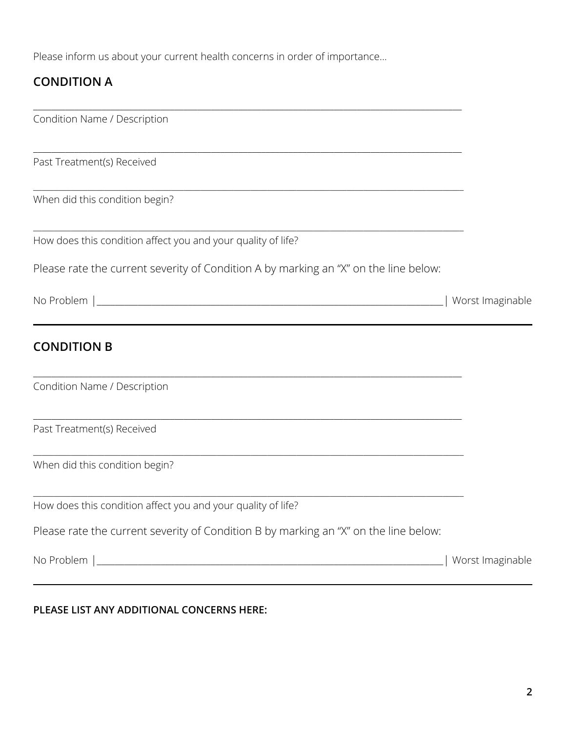Please inform us about your current health concerns in order of importance...

## CONDITION A

\_\_\_\_\_\_\_\_\_\_\_\_\_\_\_\_\_\_\_\_\_\_\_\_\_\_\_\_\_\_\_\_\_\_\_\_\_\_\_\_\_\_\_\_\_\_\_\_\_\_\_\_\_\_\_\_\_\_\_\_\_\_\_\_\_\_\_\_\_\_\_\_

Condition Name / Description

\_\_\_\_\_\_\_\_\_\_\_\_\_\_\_\_\_\_\_\_\_\_\_\_\_\_\_\_\_\_\_\_\_\_\_\_\_\_\_\_\_\_\_\_\_\_\_\_\_\_\_\_\_\_\_\_\_\_\_\_\_\_\_\_\_\_\_\_\_\_\_\_

Past Treatment(s) Received

\_\_\_\_\_\_\_\_\_\_\_\_\_\_\_\_\_\_\_\_\_\_\_\_\_\_\_\_\_\_\_\_\_\_\_\_\_\_\_\_\_\_\_\_\_\_\_\_\_\_\_\_\_\_\_\_\_\_\_\_\_\_\_\_\_\_\_\_\_\_\_\_

When did this condition begin?

\_\_\_\_\_\_\_\_\_\_\_\_\_\_\_\_\_\_\_\_\_\_\_\_\_\_\_\_\_\_\_\_\_\_\_\_\_\_\_\_\_\_\_\_\_\_\_\_\_\_\_\_\_\_\_\_\_\_\_\_\_\_\_\_\_\_\_\_\_\_\_\_

How does this condition affect you and your quality of life?

Please rate the current severity of Condition A by marking an "X" on the line below:

No Problem |\_\_\_\_\_\_\_\_\_\_\_\_\_\_\_\_\_\_\_\_\_\_\_\_\_\_\_\_\_\_\_\_\_\_\_\_\_\_\_\_\_\_\_\_\_\_\_\_\_\_\_\_\_\_\_\_\_\_\_\_| Worst Imaginable

---

## CONDITION B

\_\_\_\_\_\_\_\_\_\_\_\_\_\_\_\_\_\_\_\_\_\_\_\_\_\_\_\_\_\_\_\_\_\_\_\_\_\_\_\_\_\_\_\_\_\_\_\_\_\_\_\_\_\_\_\_\_\_\_\_\_\_\_\_\_\_\_\_\_\_\_\_

Condition Name / Description

\_\_\_\_\_\_\_\_\_\_\_\_\_\_\_\_\_\_\_\_\_\_\_\_\_\_\_\_\_\_\_\_\_\_\_\_\_\_\_\_\_\_\_\_\_\_\_\_\_\_\_\_\_\_\_\_\_\_\_\_\_\_\_\_\_\_\_\_\_\_\_\_

Past Treatment(s) Received

\_\_\_\_\_\_\_\_\_\_\_\_\_\_\_\_\_\_\_\_\_\_\_\_\_\_\_\_\_\_\_\_\_\_\_\_\_\_\_\_\_\_\_\_\_\_\_\_\_\_\_\_\_\_\_\_\_\_\_\_\_\_\_\_\_\_\_\_\_\_\_\_

When did this condition begin?

\_\_\_\_\_\_\_\_\_\_\_\_\_\_\_\_\_\_\_\_\_\_\_\_\_\_\_\_\_\_\_\_\_\_\_\_\_\_\_\_\_\_\_\_\_\_\_\_\_\_\_\_\_\_\_\_\_\_\_\_\_\_\_\_\_\_\_\_\_\_\_\_

How does this condition affect you and your quality of life?

Please rate the current severity of Condition B by marking an "X" on the line below:

No Problem |\_\_\_\_\_\_\_\_\_\_\_\_\_\_\_\_\_\_\_\_\_\_\_\_\_\_\_\_\_\_\_\_\_\_\_\_\_\_\_\_\_\_\_\_\_\_\_\_\_\_\_\_\_\_\_\_\_\_\_\_| Worst Imaginable

---

**PLEASE LIST ANY ADDITIONAL CONCERNS HERE:**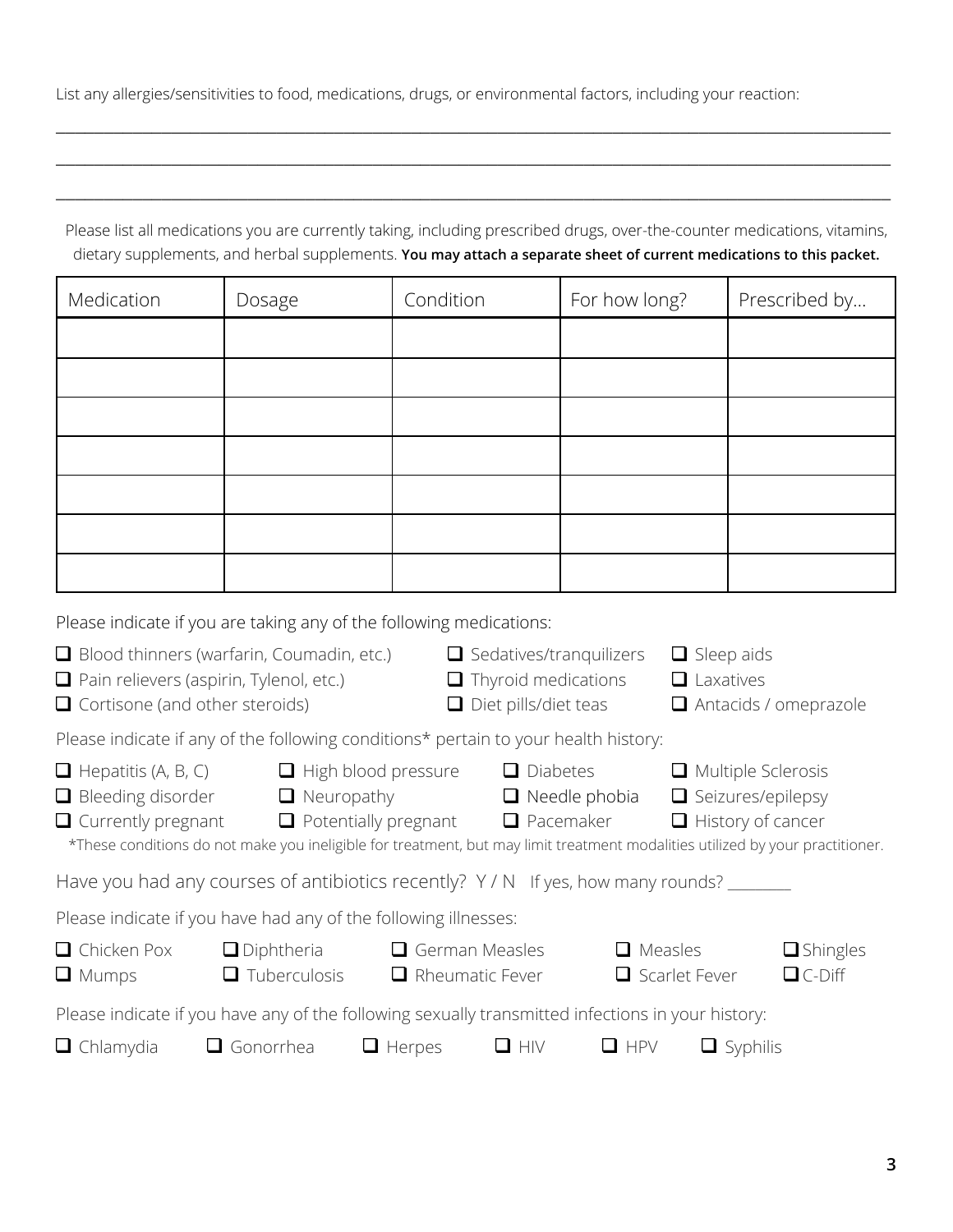List any allergies/sensitivities to food, medications, drugs, or environmental factors, including your reaction:

______________________________________________________________________________________________

______________________________________________________________________________________________

______________________________________________________________________________________________

Please list all medications you are currently taking, including prescribed drugs, over-the-counter medications, vitamins, dietary supplements, and herbal supplements. **You may attach a separate sheet of current medications to this packet.**

| Medication | Dosage | Condition | For how long? | Prescribed by… |
|---|---|---|---|---|
| | | | | |
| | | | | |
| | | | | |
| | | | | |
| | | | | |
| | | | | |
| | | | | |

Please indicate if you are taking any of the following medications:

- ☐ Blood thinners (warfarin, Coumadin, etc.)
- ☐ Pain relievers (aspirin, Tylenol, etc.)
- ☐ Cortisone (and other steroids)
- ☐ Sedatives/tranquilizers
- ☐ Thyroid medications
- ☐ Diet pills/diet teas
- ☐ Sleep aids
- ☐ Laxatives
- ☐ Antacids / omeprazole

Please indicate if any of the following conditions* pertain to your health history:

- ☐ Hepatitis (A, B, C)
- ☐ Bleeding disorder
- ☐ Currently pregnant
- ☐ High blood pressure
- ☐ Neuropathy
- ☐ Potentially pregnant
- ☐ Diabetes
- ☐ Needle phobia
- ☐ Pacemaker
- ☐ Multiple Sclerosis
- ☐ Seizures/epilepsy
- ☐ History of cancer

*These conditions do not make you ineligible for treatment, but may limit treatment modalities utilized by your practitioner.

Have you had any courses of antibiotics recently? Y / N If yes, how many rounds? ________

Please indicate if you have had any of the following illnesses:

- ☐ Chicken Pox
- ☐ Mumps
- ☐ Diphtheria
- ☐ Tuberculosis
- ☐ German Measles
- ☐ Rheumatic Fever
- ☐ Measles
- ☐ Scarlet Fever
- ☐ Shingles
- ☐ C-Diff

Please indicate if you have any of the following sexually transmitted infections in your history:

- ☐ Chlamydia
- ☐ Gonorrhea
- ☐ Herpes
- ☐ HIV
- ☐ HPV
- ☐ Syphilis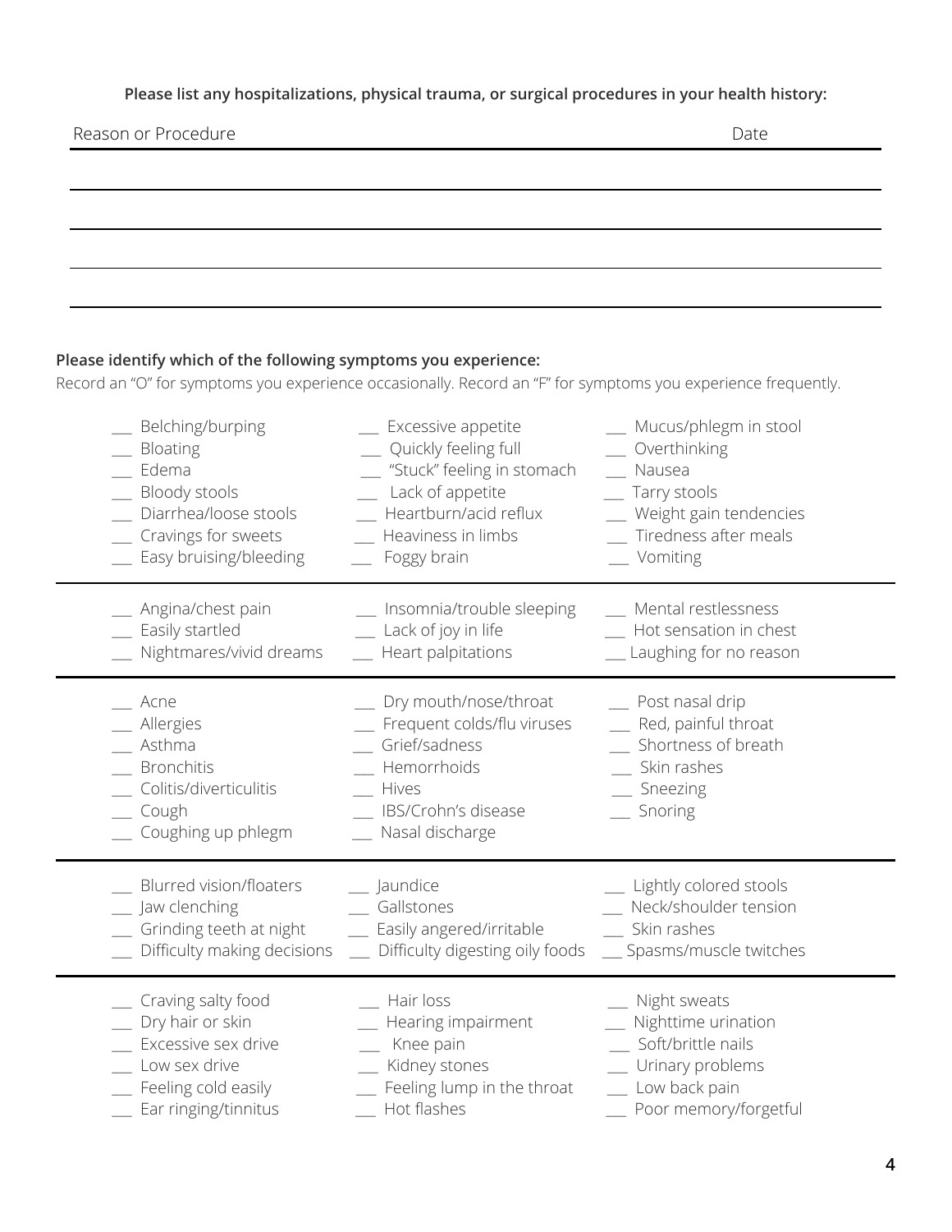**Please list any hospitalizations, physical trauma, or surgical procedures in your health history:**

| Reason or Procedure | Date |
|---|---|
| | |
| | |
| | |
| | |

**Please identify which of the following symptoms you experience:**

Record an "O" for symptoms you experience occasionally. Record an "F" for symptoms you experience frequently.

- __ Belching/burping
- __ Bloating
- __ Edema
- __ Bloody stools
- __ Diarrhea/loose stools
- __ Cravings for sweets
- __ Easy bruising/bleeding
- __ Excessive appetite
- __ Quickly feeling full
- __ "Stuck" feeling in stomach
- __ Lack of appetite
- __ Heartburn/acid reflux
- __ Heaviness in limbs
- __ Foggy brain
- __ Mucus/phlegm in stool
- __ Overthinking
- __ Nausea
- __ Tarry stools
- __ Weight gain tendencies
- __ Tiredness after meals
- __ Vomiting

---

- __ Angina/chest pain
- __ Easily startled
- __ Nightmares/vivid dreams
- __ Insomnia/trouble sleeping
- __ Lack of joy in life
- __ Heart palpitations
- __ Mental restlessness
- __ Hot sensation in chest
- __ Laughing for no reason

---

- __ Acne
- __ Allergies
- __ Asthma
- __ Bronchitis
- __ Colitis/diverticulitis
- __ Cough
- __ Coughing up phlegm
- __ Dry mouth/nose/throat
- __ Frequent colds/flu viruses
- __ Grief/sadness
- __ Hemorrhoids
- __ Hives
- __ IBS/Crohn's disease
- __ Nasal discharge
- __ Post nasal drip
- __ Red, painful throat
- __ Shortness of breath
- __ Skin rashes
- __ Sneezing
- __ Snoring

---

- __ Blurred vision/floaters
- __ Jaw clenching
- __ Grinding teeth at night
- __ Difficulty making decisions
- __ Jaundice
- __ Gallstones
- __ Easily angered/irritable
- __ Difficulty digesting oily foods
- __ Lightly colored stools
- __ Neck/shoulder tension
- __ Skin rashes
- __ Spasms/muscle twitches

---

- __ Craving salty food
- __ Dry hair or skin
- __ Excessive sex drive
- __ Low sex drive
- __ Feeling cold easily
- __ Ear ringing/tinnitus
- __ Hair loss
- __ Hearing impairment
- __ Knee pain
- __ Kidney stones
- __ Feeling lump in the throat
- __ Hot flashes
- __ Night sweats
- __ Nighttime urination
- __ Soft/brittle nails
- __ Urinary problems
- __ Low back pain
- __ Poor memory/forgetful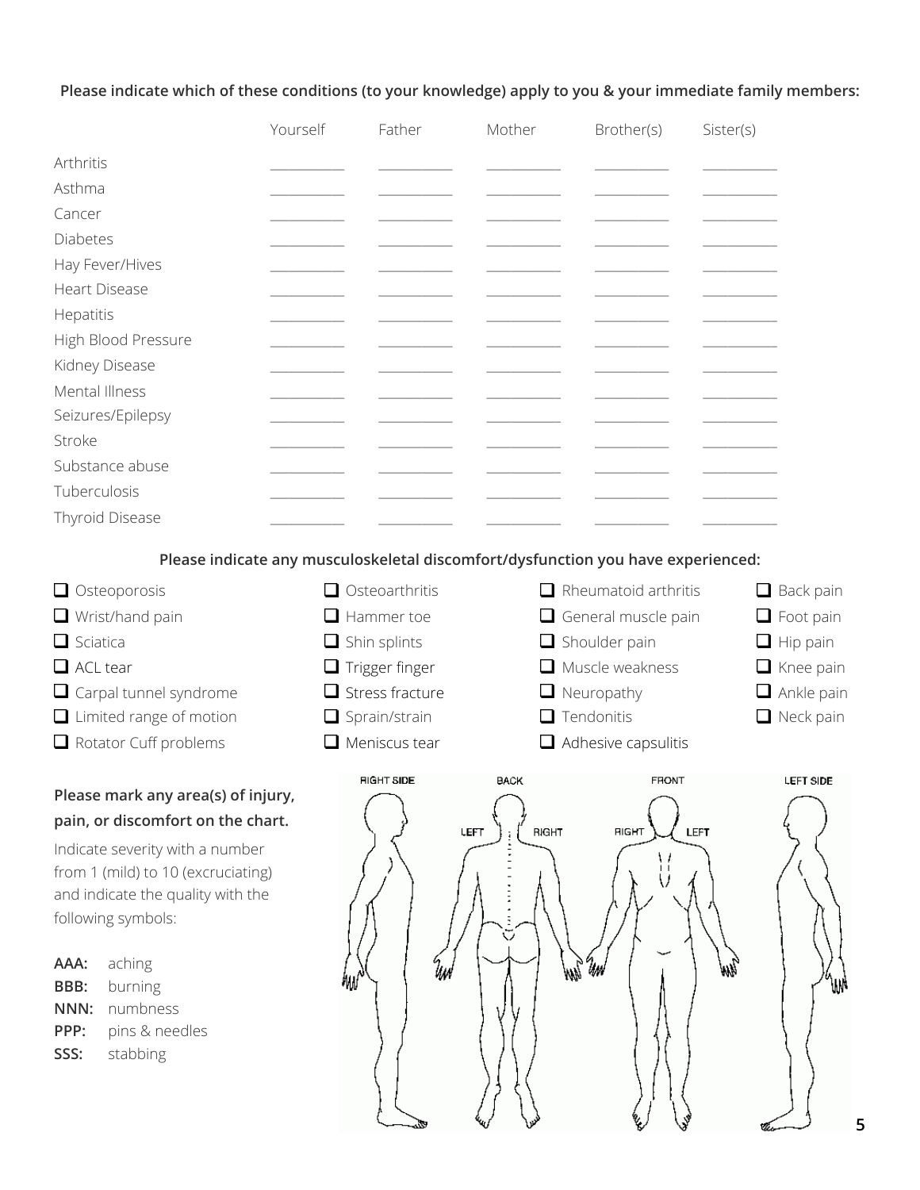**Please indicate which of these conditions (to your knowledge) apply to you & your immediate family members:**

| | Yourself | Father | Mother | Brother(s) | Sister(s) |
|---|---|---|---|---|---|
| Arthritis | | | | | |
| Asthma | | | | | |
| Cancer | | | | | |
| Diabetes | | | | | |
| Hay Fever/Hives | | | | | |
| Heart Disease | | | | | |
| Hepatitis | | | | | |
| High Blood Pressure | | | | | |
| Kidney Disease | | | | | |
| Mental Illness | | | | | |
| Seizures/Epilepsy | | | | | |
| Stroke | | | | | |
| Substance abuse | | | | | |
| Tuberculosis | | | | | |
| Thyroid Disease | | | | | |

**Please indicate any musculoskeletal discomfort/dysfunction you have experienced:**

- [ ] Osteoporosis
- [ ] Wrist/hand pain
- [ ] Sciatica
- [ ] ACL tear
- [ ] Carpal tunnel syndrome
- [ ] Limited range of motion
- [ ] Rotator Cuff problems
- [ ] Osteoarthritis
- [ ] Hammer toe
- [ ] Shin splints
- [ ] Trigger finger
- [ ] Stress fracture
- [ ] Sprain/strain
- [ ] Meniscus tear
- [ ] Rheumatoid arthritis
- [ ] General muscle pain
- [ ] Shoulder pain
- [ ] Muscle weakness
- [ ] Neuropathy
- [ ] Tendonitis
- [ ] Adhesive capsulitis
- [ ] Back pain
- [ ] Foot pain
- [ ] Hip pain
- [ ] Knee pain
- [ ] Ankle pain
- [ ] Neck pain

**Please mark any area(s) of injury, pain, or discomfort on the chart.**

Indicate severity with a number from 1 (mild) to 10 (excruciating) and indicate the quality with the following symbols:

**AAA:** aching
**BBB:** burning
**NNN:** numbness
**PPP:** pins & needles
**SSS:** stabbing

RIGHT SIDE | BACK (LEFT, RIGHT) | FRONT (RIGHT, LEFT) | LEFT SIDE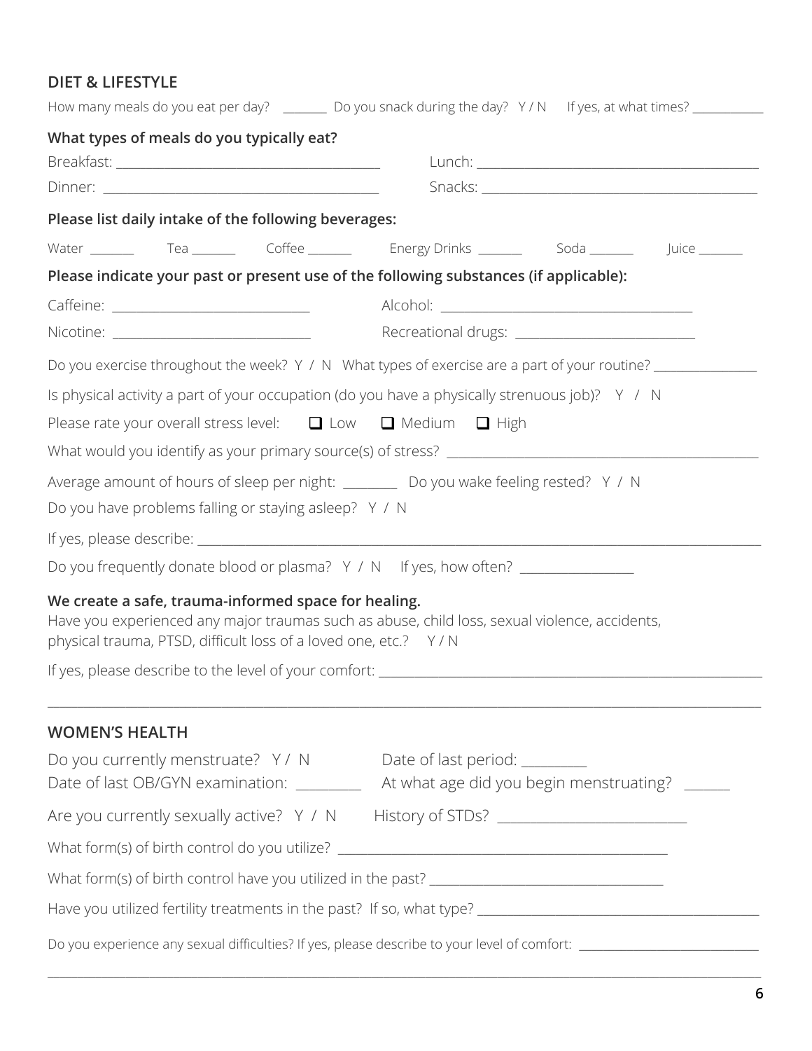## DIET & LIFESTYLE

How many meals do you eat per day? _______ Do you snack during the day? Y / N If yes, at what times? ___________

**What types of meals do you typically eat?**

Breakfast: ________________________________________ Lunch: ____________________________________________

Dinner: __________________________________________ Snacks: __________________________________________

**Please list daily intake of the following beverages:**

Water _______ Tea _______ Coffee _______ Energy Drinks _______ Soda _______ Juice _______

**Please indicate your past or present use of the following substances (if applicable):**

Caffeine: _____________________________ Alcohol: ______________________________________

Nicotine: _____________________________ Recreational drugs: ___________________________

Do you exercise throughout the week? Y / N What types of exercise are a part of your routine? _______________

Is physical activity a part of your occupation (do you have a physically strenuous job)? Y / N

Please rate your overall stress level: ☐ Low ☐ Medium ☐ High

What would you identify as your primary source(s) of stress? ______________________________________________

Average amount of hours of sleep per night: ________ Do you wake feeling rested? Y / N

Do you have problems falling or staying asleep? Y / N

If yes, please describe: ___________________________________________________________________________________

Do you frequently donate blood or plasma? Y / N If yes, how often? _________________

**We create a safe, trauma-informed space for healing.**

Have you experienced any major traumas such as abuse, child loss, sexual violence, accidents, physical trauma, PTSD, difficult loss of a loved one, etc.? Y / N

If yes, please describe to the level of your comfort: ___________________________________________________________

___________________________________________________________________________________________________________

## WOMEN'S HEALTH

Do you currently menstruate? Y / N Date of last period: _________

Date of last OB/GYN examination: _________ At what age did you begin menstruating? ______

Are you currently sexually active? Y / N History of STDs? __________________________

What form(s) of birth control do you utilize? _________________________________________________

What form(s) of birth control have you utilized in the past? ___________________________________

Have you utilized fertility treatments in the past? If so, what type? ___________________________________________

Do you experience any sexual difficulties? If yes, please describe to your level of comfort: ____________________________

___________________________________________________________________________________________________________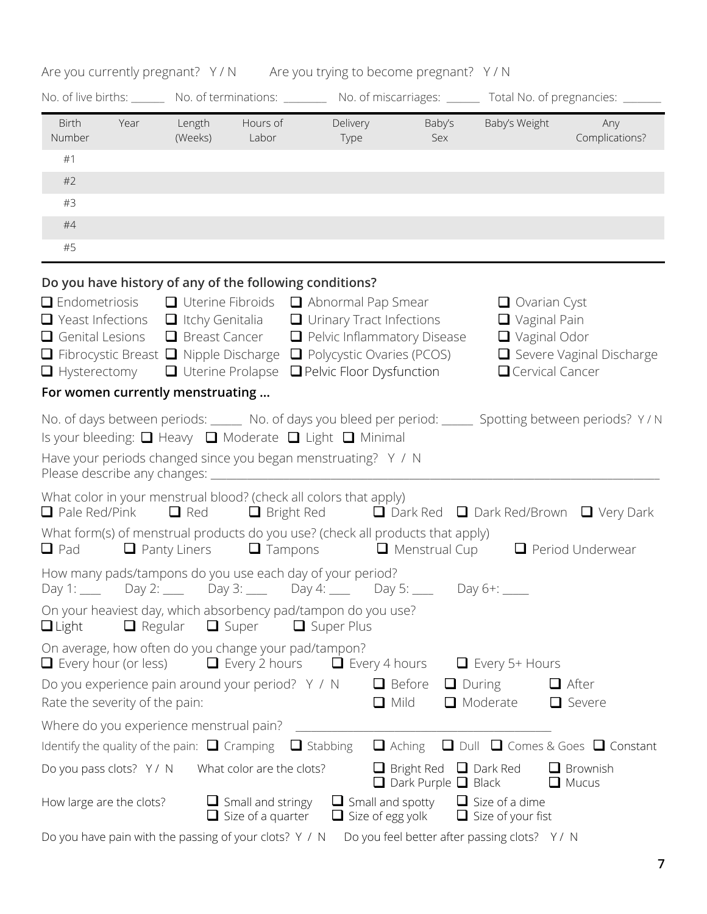Are you currently pregnant? Y / N Are you trying to become pregnant? Y / N

No. of live births: ______ No. of terminations: ________ No. of miscarriages: ______ Total No. of pregnancies: _______

| Birth Number | Year | Length (Weeks) | Hours of Labor | Delivery Type | Baby's Sex | Baby's Weight | Any Complications? |
|---|---|---|---|---|---|---|---|
| #1 | | | | | | | |
| #2 | | | | | | | |
| #3 | | | | | | | |
| #4 | | | | | | | |
| #5 | | | | | | | |

**Do you have history of any of the following conditions?**

- ❑ Endometriosis
- ❑ Uterine Fibroids
- ❑ Abnormal Pap Smear
- ❑ Ovarian Cyst
- ❑ Yeast Infections
- ❑ Itchy Genitalia
- ❑ Urinary Tract Infections
- ❑ Vaginal Pain
- ❑ Genital Lesions
- ❑ Breast Cancer
- ❑ Pelvic Inflammatory Disease
- ❑ Vaginal Odor
- ❑ Fibrocystic Breast
- ❑ Nipple Discharge
- ❑ Polycystic Ovaries (PCOS)
- ❑ Severe Vaginal Discharge
- ❑ Hysterectomy
- ❑ Uterine Prolapse
- ❑ Pelvic Floor Dysfunction
- ❑ Cervical Cancer

**For women currently menstruating …**

No. of days between periods: _____ No. of days you bleed per period: _____ Spotting between periods? Y / N

Is your bleeding: ❑ Heavy ❑ Moderate ❑ Light ❑ Minimal

Have your periods changed since you began menstruating? Y / N
Please describe any changes: ___________________________________________________________________________

What color in your menstrual blood? (check all colors that apply)
❑ Pale Red/Pink ❑ Red ❑ Bright Red ❑ Dark Red ❑ Dark Red/Brown ❑ Very Dark

What form(s) of menstrual products do you use? (check all products that apply)
❑ Pad ❑ Panty Liners ❑ Tampons ❑ Menstrual Cup ❑ Period Underwear

How many pads/tampons do you use each day of your period?
Day 1: ____ Day 2: ____ Day 3: ____ Day 4: ____ Day 5: ____ Day 6+: _____

On your heaviest day, which absorbency pad/tampon do you use?
❑ Light ❑ Regular ❑ Super ❑ Super Plus

On average, how often do you change your pad/tampon?
❑ Every hour (or less) ❑ Every 2 hours ❑ Every 4 hours ❑ Every 5+ Hours

Do you experience pain around your period? Y / N ❑ Before ❑ During ❑ After

Rate the severity of the pain: ❑ Mild ❑ Moderate ❑ Severe

Where do you experience menstrual pain? ___________________________________________

Identify the quality of the pain: ❑ Cramping ❑ Stabbing ❑ Aching ❑ Dull ❑ Comes & Goes ❑ Constant

Do you pass clots? Y / N What color are the clots? ❑ Bright Red ❑ Dark Red ❑ Brownish ❑ Dark Purple ❑ Black ❑ Mucus

How large are the clots? ❑ Small and stringy ❑ Small and spotty ❑ Size of a dime ❑ Size of a quarter ❑ Size of egg yolk ❑ Size of your fist

Do you have pain with the passing of your clots? Y / N Do you feel better after passing clots? Y / N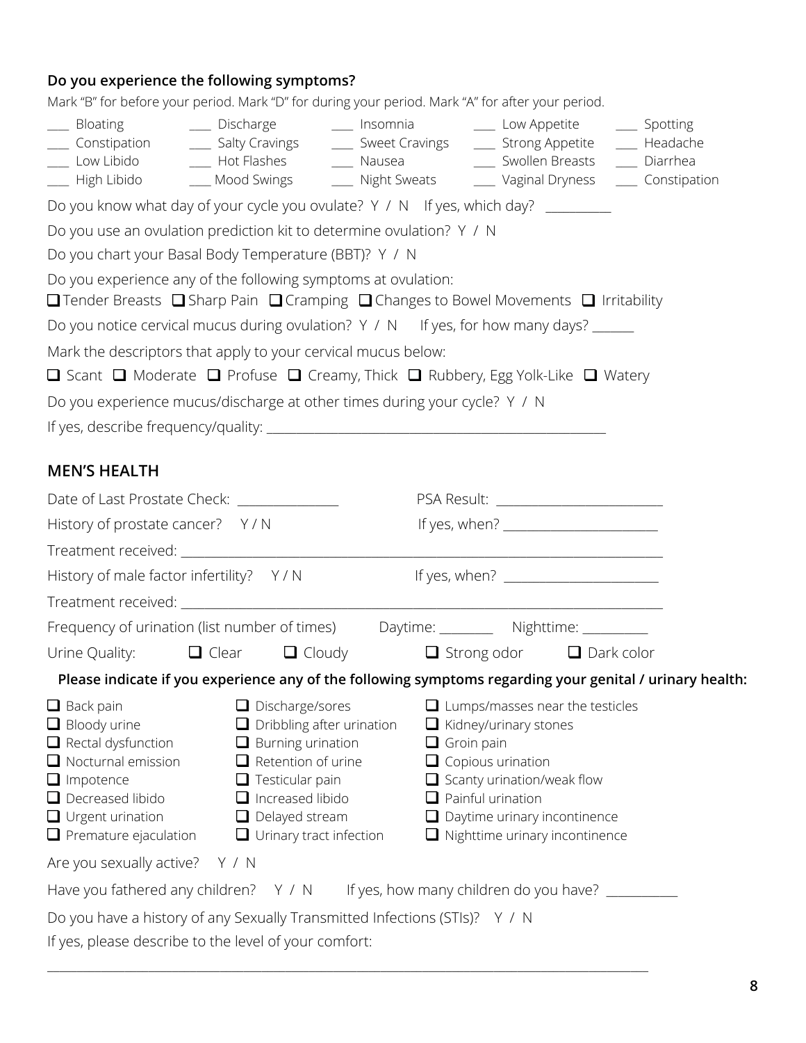**Do you experience the following symptoms?**

Mark "B" for before your period. Mark "D" for during your period. Mark "A" for after your period.

| | | | | |
|---|---|---|---|---|
| ___ Bloating | ___ Discharge | ___ Insomnia | ___ Low Appetite | ___ Spotting |
| ___ Constipation | ___ Salty Cravings | ___ Sweet Cravings | ___ Strong Appetite | ___ Headache |
| ___ Low Libido | ___ Hot Flashes | ___ Nausea | ___ Swollen Breasts | ___ Diarrhea |
| ___ High Libido | ___ Mood Swings | ___ Night Sweats | ___ Vaginal Dryness | ___ Constipation |

Do you know what day of your cycle you ovulate? Y / N If yes, which day? __________

Do you use an ovulation prediction kit to determine ovulation? Y / N

Do you chart your Basal Body Temperature (BBT)? Y / N

Do you experience any of the following symptoms at ovulation:

☐ Tender Breasts ☐ Sharp Pain ☐ Cramping ☐ Changes to Bowel Movements ☐ Irritability

Do you notice cervical mucus during ovulation? Y / N If yes, for how many days? ______

Mark the descriptors that apply to your cervical mucus below:

☐ Scant ☐ Moderate ☐ Profuse ☐ Creamy, Thick ☐ Rubbery, Egg Yolk-Like ☐ Watery

Do you experience mucus/discharge at other times during your cycle? Y / N

If yes, describe frequency/quality: __________________________________________________

## MEN'S HEALTH

Date of Last Prostate Check: _______________ PSA Result: _________________________

History of prostate cancer? Y / N If yes, when? _______________________

Treatment received: ________________________________________________________________________

History of male factor infertility? Y / N If yes, when? _______________________

Treatment received: ________________________________________________________________________

Frequency of urination (list number of times) Daytime: ________ Nighttime: __________

Urine Quality: ☐ Clear ☐ Cloudy ☐ Strong odor ☐ Dark color

**Please indicate if you experience any of the following symptoms regarding your genital / urinary health:**

| | | |
|---|---|---|
| ☐ Back pain | ☐ Discharge/sores | ☐ Lumps/masses near the testicles |
| ☐ Bloody urine | ☐ Dribbling after urination | ☐ Kidney/urinary stones |
| ☐ Rectal dysfunction | ☐ Burning urination | ☐ Groin pain |
| ☐ Nocturnal emission | ☐ Retention of urine | ☐ Copious urination |
| ☐ Impotence | ☐ Testicular pain | ☐ Scanty urination/weak flow |
| ☐ Decreased libido | ☐ Increased libido | ☐ Painful urination |
| ☐ Urgent urination | ☐ Delayed stream | ☐ Daytime urinary incontinence |
| ☐ Premature ejaculation | ☐ Urinary tract infection | ☐ Nighttime urinary incontinence |

Are you sexually active? Y / N

Have you fathered any children? Y / N If yes, how many children do you have? ___________

Do you have a history of any Sexually Transmitted Infections (STIs)? Y / N

If yes, please describe to the level of your comfort:

__________________________________________________________________________________________